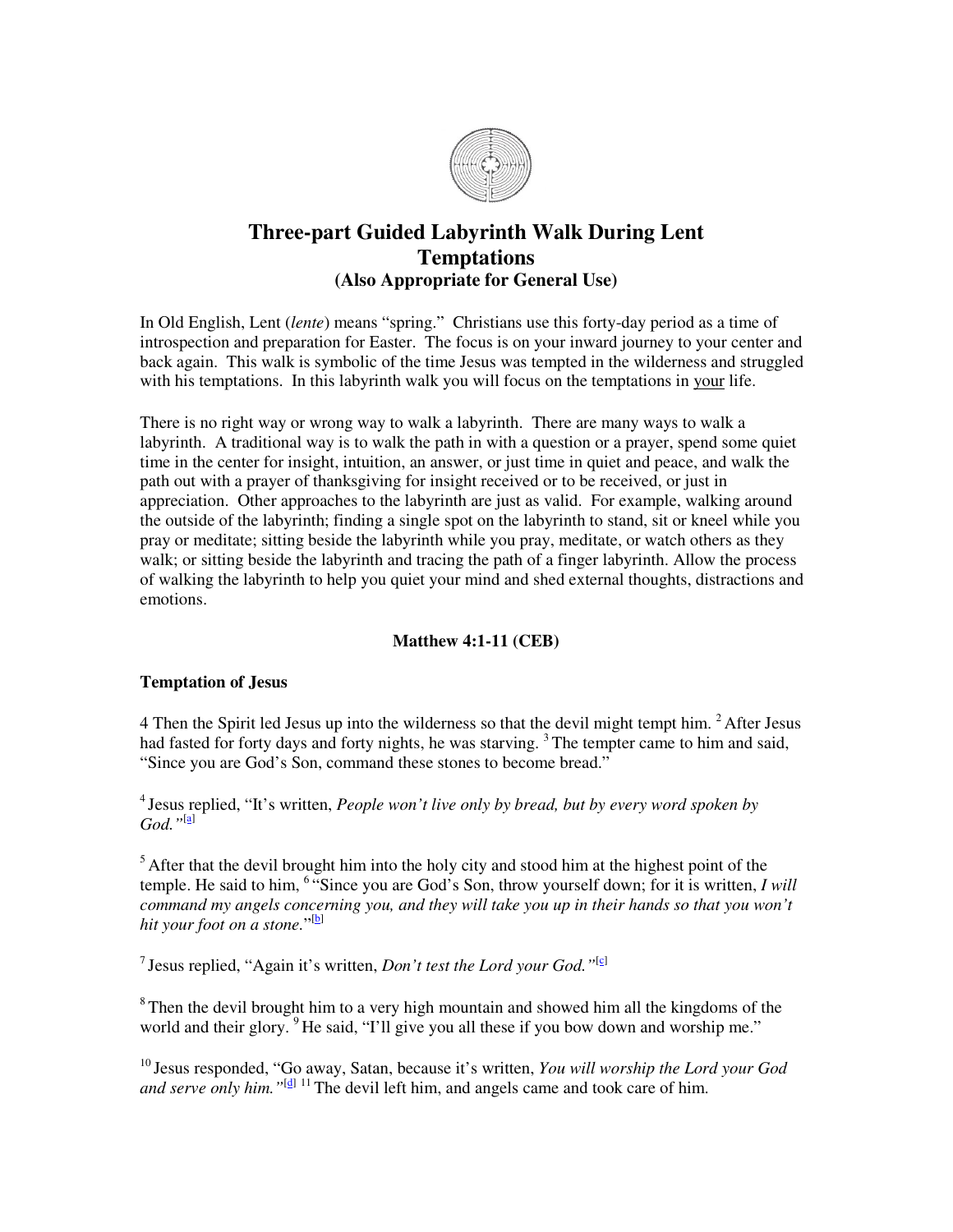# Three-part Guided Labyrinth Walk During Lent
# Temptations
### (Also Appropriate for General Use)

In Old English, Lent (*lente*) means "spring." Christians use this forty-day period as a time of introspection and preparation for Easter. The focus is on your inward journey to your center and back again. This walk is symbolic of the time Jesus was tempted in the wilderness and struggled with his temptations. In this labyrinth walk you will focus on the temptations in <u>your</u> life.

There is no right way or wrong way to walk a labyrinth. There are many ways to walk a labyrinth. A traditional way is to walk the path in with a question or a prayer, spend some quiet time in the center for insight, intuition, an answer, or just time in quiet and peace, and walk the path out with a prayer of thanksgiving for insight received or to be received, or just in appreciation. Other approaches to the labyrinth are just as valid. For example, walking around the outside of the labyrinth; finding a single spot on the labyrinth to stand, sit or kneel while you pray or meditate; sitting beside the labyrinth while you pray, meditate, or watch others as they walk; or sitting beside the labyrinth and tracing the path of a finger labyrinth. Allow the process of walking the labyrinth to help you quiet your mind and shed external thoughts, distractions and emotions.

**Matthew 4:1-11 (CEB)**

**Temptation of Jesus**

4 Then the Spirit led Jesus up into the wilderness so that the devil might tempt him. [2] After Jesus had fasted for forty days and forty nights, he was starving. [3] The tempter came to him and said, "Since you are God's Son, command these stones to become bread."

[4] Jesus replied, "It's written, *People won't live only by bread, but by every word spoken by God.*"[a]

[5] After that the devil brought him into the holy city and stood him at the highest point of the temple. He said to him, [6] "Since you are God's Son, throw yourself down; for it is written, *I will command my angels concerning you, and they will take you up in their hands so that you won't hit your foot on a stone.*"[b]

[7] Jesus replied, "Again it's written, *Don't test the Lord your God.*"[c]

[8] Then the devil brought him to a very high mountain and showed him all the kingdoms of the world and their glory. [9] He said, "I'll give you all these if you bow down and worship me."

[10] Jesus responded, "Go away, Satan, because it's written, *You will worship the Lord your God and serve only him.*"[d] [11] The devil left him, and angels came and took care of him.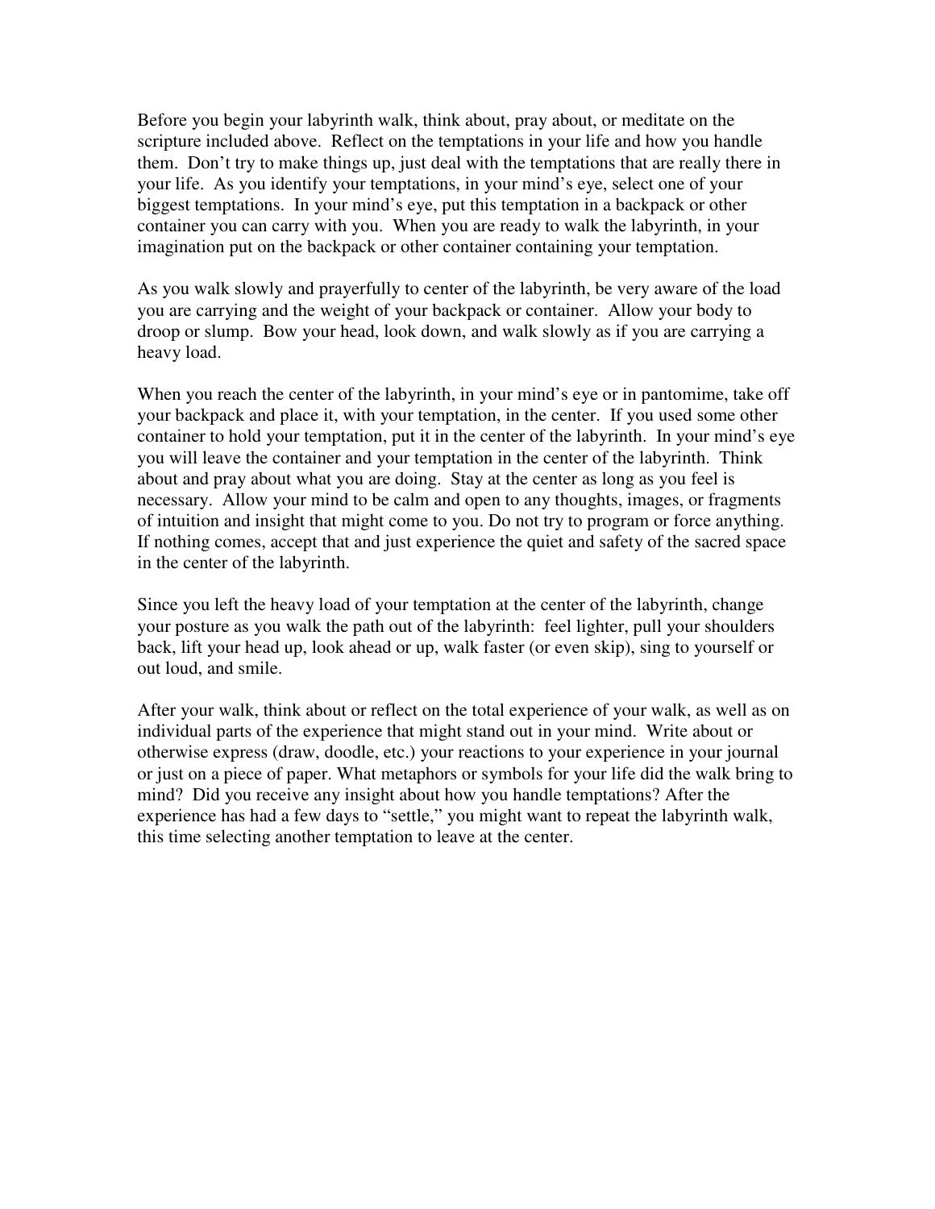Before you begin your labyrinth walk, think about, pray about, or meditate on the scripture included above. Reflect on the temptations in your life and how you handle them. Don't try to make things up, just deal with the temptations that are really there in your life. As you identify your temptations, in your mind's eye, select one of your biggest temptations. In your mind's eye, put this temptation in a backpack or other container you can carry with you. When you are ready to walk the labyrinth, in your imagination put on the backpack or other container containing your temptation.

As you walk slowly and prayerfully to center of the labyrinth, be very aware of the load you are carrying and the weight of your backpack or container. Allow your body to droop or slump. Bow your head, look down, and walk slowly as if you are carrying a heavy load.

When you reach the center of the labyrinth, in your mind's eye or in pantomime, take off your backpack and place it, with your temptation, in the center. If you used some other container to hold your temptation, put it in the center of the labyrinth. In your mind's eye you will leave the container and your temptation in the center of the labyrinth. Think about and pray about what you are doing. Stay at the center as long as you feel is necessary. Allow your mind to be calm and open to any thoughts, images, or fragments of intuition and insight that might come to you. Do not try to program or force anything. If nothing comes, accept that and just experience the quiet and safety of the sacred space in the center of the labyrinth.

Since you left the heavy load of your temptation at the center of the labyrinth, change your posture as you walk the path out of the labyrinth: feel lighter, pull your shoulders back, lift your head up, look ahead or up, walk faster (or even skip), sing to yourself or out loud, and smile.

After your walk, think about or reflect on the total experience of your walk, as well as on individual parts of the experience that might stand out in your mind. Write about or otherwise express (draw, doodle, etc.) your reactions to your experience in your journal or just on a piece of paper. What metaphors or symbols for your life did the walk bring to mind? Did you receive any insight about how you handle temptations? After the experience has had a few days to "settle," you might want to repeat the labyrinth walk, this time selecting another temptation to leave at the center.